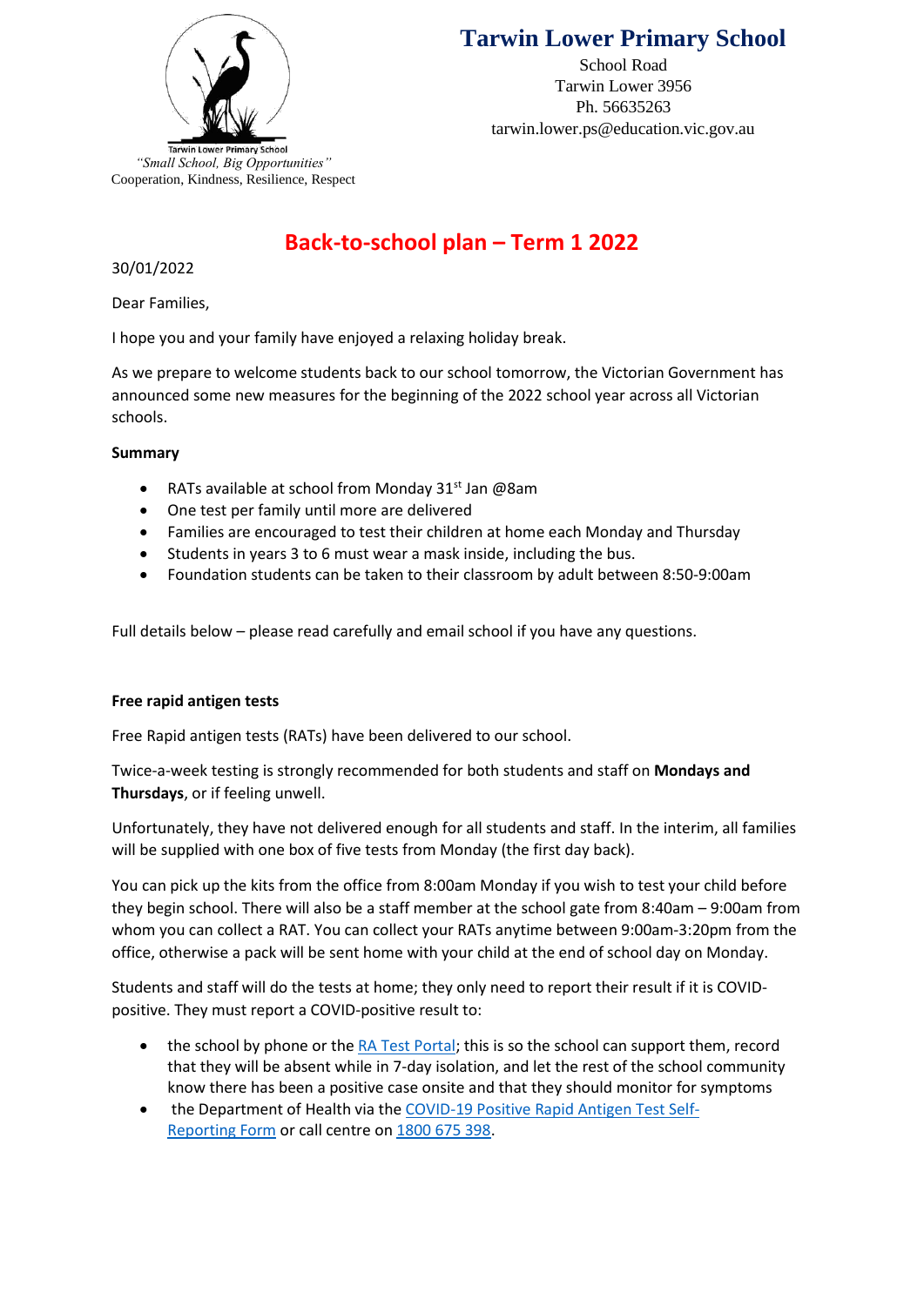Tarwin Lower Primary School

*"Small School, Big Opportunities"*

Cooperation, Kindness, Resilience, Respect

# Tarwin Lower Primary School

School Road
Tarwin Lower 3956
Ph. 56635263
tarwin.lower.ps@education.vic.gov.au

## Back-to-school plan – Term 1 2022

30/01/2022

Dear Families,

I hope you and your family have enjoyed a relaxing holiday break.

As we prepare to welcome students back to our school tomorrow, the Victorian Government has announced some new measures for the beginning of the 2022 school year across all Victorian schools.

**Summary**

- RATs available at school from Monday 31st Jan @8am
- One test per family until more are delivered
- Families are encouraged to test their children at home each Monday and Thursday
- Students in years 3 to 6 must wear a mask inside, including the bus.
- Foundation students can be taken to their classroom by adult between 8:50-9:00am

Full details below – please read carefully and email school if you have any questions.

**Free rapid antigen tests**

Free Rapid antigen tests (RATs) have been delivered to our school.

Twice-a-week testing is strongly recommended for both students and staff on **Mondays and Thursdays**, or if feeling unwell.

Unfortunately, they have not delivered enough for all students and staff. In the interim, all families will be supplied with one box of five tests from Monday (the first day back).

You can pick up the kits from the office from 8:00am Monday if you wish to test your child before they begin school. There will also be a staff member at the school gate from 8:40am – 9:00am from whom you can collect a RAT. You can collect your RATs anytime between 9:00am-3:20pm from the office, otherwise a pack will be sent home with your child at the end of school day on Monday.

Students and staff will do the tests at home; they only need to report their result if it is COVID-positive. They must report a COVID-positive result to:

- the school by phone or the RA Test Portal; this is so the school can support them, record that they will be absent while in 7-day isolation, and let the rest of the school community know there has been a positive case onsite and that they should monitor for symptoms
- the Department of Health via the COVID-19 Positive Rapid Antigen Test Self-Reporting Form or call centre on 1800 675 398.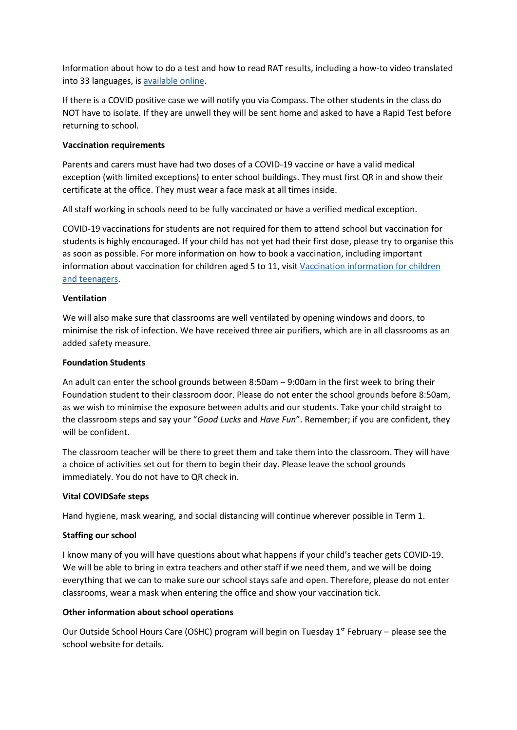Information about how to do a test and how to read RAT results, including a how-to video translated into 33 languages, is [available online](#).

If there is a COVID positive case we will notify you via Compass. The other students in the class do NOT have to isolate. If they are unwell they will be sent home and asked to have a Rapid Test before returning to school.

**Vaccination requirements**

Parents and carers must have had two doses of a COVID-19 vaccine or have a valid medical exception (with limited exceptions) to enter school buildings. They must first QR in and show their certificate at the office. They must wear a face mask at all times inside.

All staff working in schools need to be fully vaccinated or have a verified medical exception.

COVID-19 vaccinations for students are not required for them to attend school but vaccination for students is highly encouraged. If your child has not yet had their first dose, please try to organise this as soon as possible. For more information on how to book a vaccination, including important information about vaccination for children aged 5 to 11, visit [Vaccination information for children and teenagers](#).

**Ventilation**

We will also make sure that classrooms are well ventilated by opening windows and doors, to minimise the risk of infection. We have received three air purifiers, which are in all classrooms as an added safety measure.

**Foundation Students**

An adult can enter the school grounds between 8:50am – 9:00am in the first week to bring their Foundation student to their classroom door. Please do not enter the school grounds before 8:50am, as we wish to minimise the exposure between adults and our students. Take your child straight to the classroom steps and say your "*Good Lucks* and *Have Fun*". Remember; if you are confident, they will be confident.

The classroom teacher will be there to greet them and take them into the classroom. They will have a choice of activities set out for them to begin their day. Please leave the school grounds immediately. You do not have to QR check in.

**Vital COVIDSafe steps**

Hand hygiene, mask wearing, and social distancing will continue wherever possible in Term 1.

**Staffing our school**

I know many of you will have questions about what happens if your child's teacher gets COVID-19. We will be able to bring in extra teachers and other staff if we need them, and we will be doing everything that we can to make sure our school stays safe and open. Therefore, please do not enter classrooms, wear a mask when entering the office and show your vaccination tick.

**Other information about school operations**

Our Outside School Hours Care (OSHC) program will begin on Tuesday 1st February – please see the school website for details.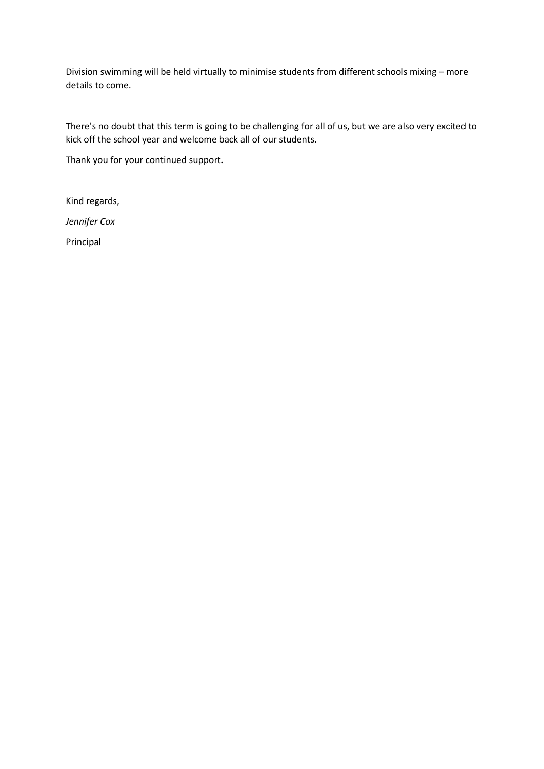Division swimming will be held virtually to minimise students from different schools mixing – more details to come.

There's no doubt that this term is going to be challenging for all of us, but we are also very excited to kick off the school year and welcome back all of our students.

Thank you for your continued support.

Kind regards,

*Jennifer Cox*

Principal